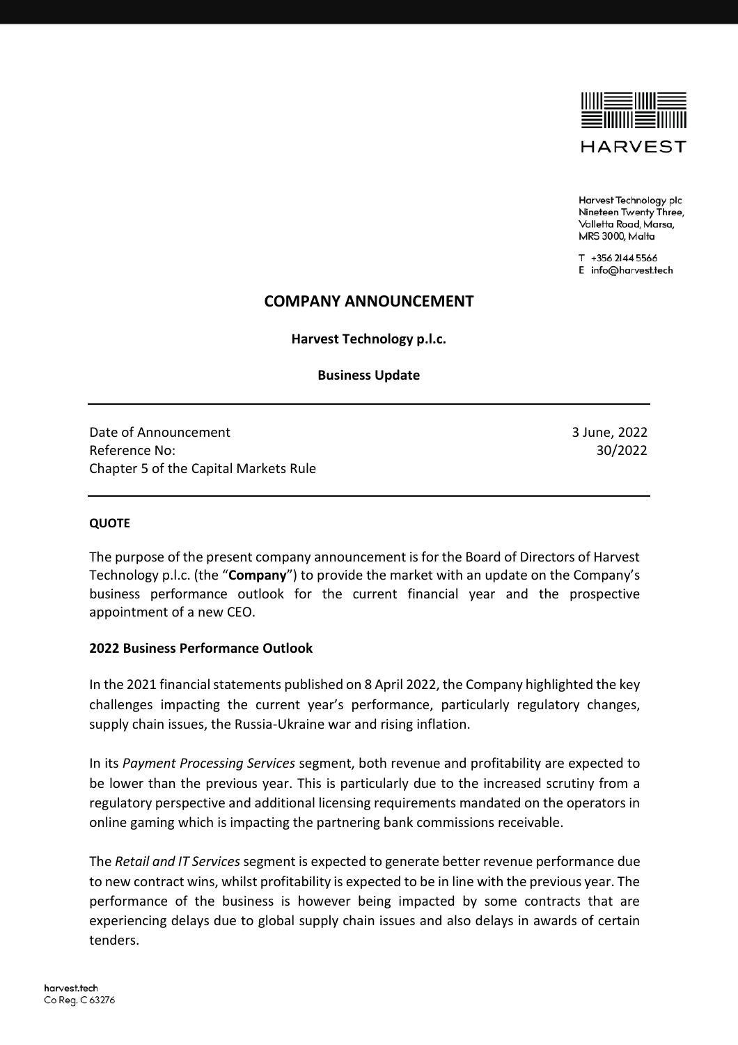HARVEST

Harvest Technology plc
Nineteen Twenty Three,
Valletta Road, Marsa,
MRS 3000, Malta

T +356 2144 5566
E info@harvest.tech

# COMPANY ANNOUNCEMENT

**Harvest Technology p.l.c.**

**Business Update**

---

| | |
|---|---|
| Date of Announcement | 3 June, 2022 |
| Reference No: | 30/2022 |
| Chapter 5 of the Capital Markets Rule | |

---

**QUOTE**

The purpose of the present company announcement is for the Board of Directors of Harvest Technology p.l.c. (the "**Company**") to provide the market with an update on the Company's business performance outlook for the current financial year and the prospective appointment of a new CEO.

**2022 Business Performance Outlook**

In the 2021 financial statements published on 8 April 2022, the Company highlighted the key challenges impacting the current year's performance, particularly regulatory changes, supply chain issues, the Russia-Ukraine war and rising inflation.

In its *Payment Processing Services* segment, both revenue and profitability are expected to be lower than the previous year. This is particularly due to the increased scrutiny from a regulatory perspective and additional licensing requirements mandated on the operators in online gaming which is impacting the partnering bank commissions receivable.

The *Retail and IT Services* segment is expected to generate better revenue performance due to new contract wins, whilst profitability is expected to be in line with the previous year. The performance of the business is however being impacted by some contracts that are experiencing delays due to global supply chain issues and also delays in awards of certain tenders.

harvest.tech
Co Reg. C 63276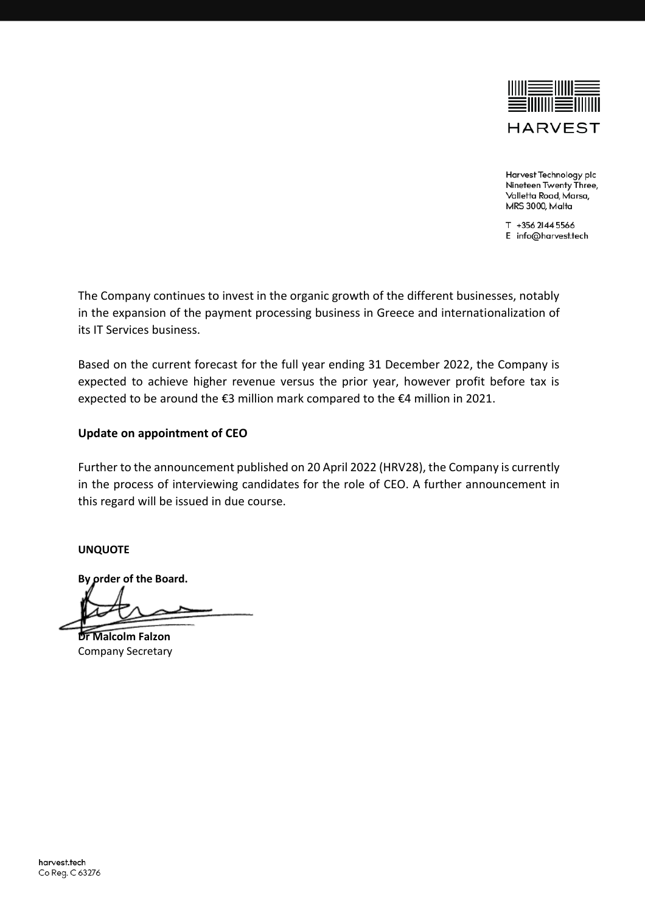The Company continues to invest in the organic growth of the different businesses, notably in the expansion of the payment processing business in Greece and internationalization of its IT Services business.

Based on the current forecast for the full year ending 31 December 2022, the Company is expected to achieve higher revenue versus the prior year, however profit before tax is expected to be around the €3 million mark compared to the €4 million in 2021.

**Update on appointment of CEO**

Further to the announcement published on 20 April 2022 (HRV28), the Company is currently in the process of interviewing candidates for the role of CEO. A further announcement in this regard will be issued in due course.

**UNQUOTE**

**By order of the Board.**

**Dr Malcolm Falzon**
Company Secretary